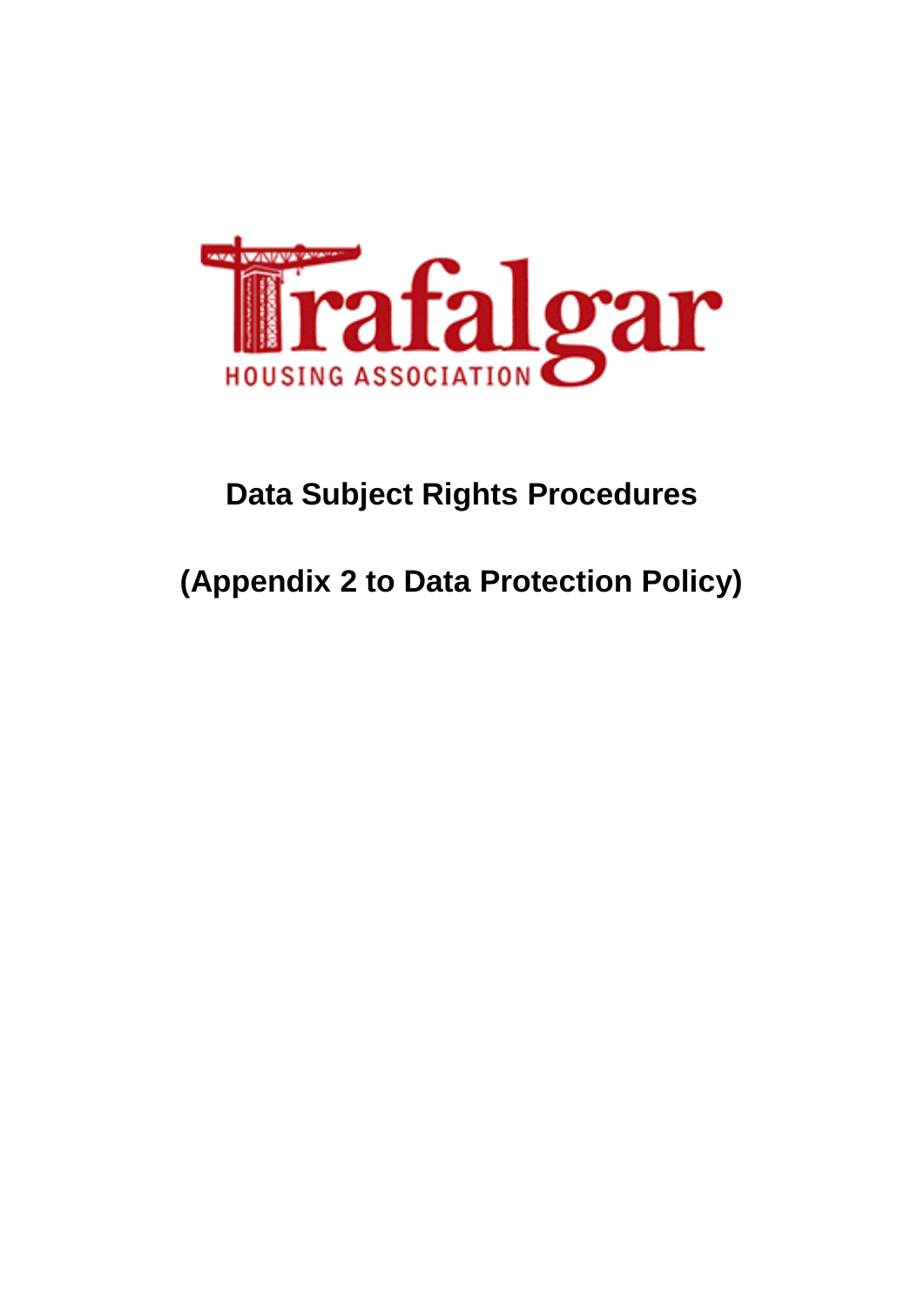Trafalgar HOUSING ASSOCIATION

# Data Subject Rights Procedures

# (Appendix 2 to Data Protection Policy)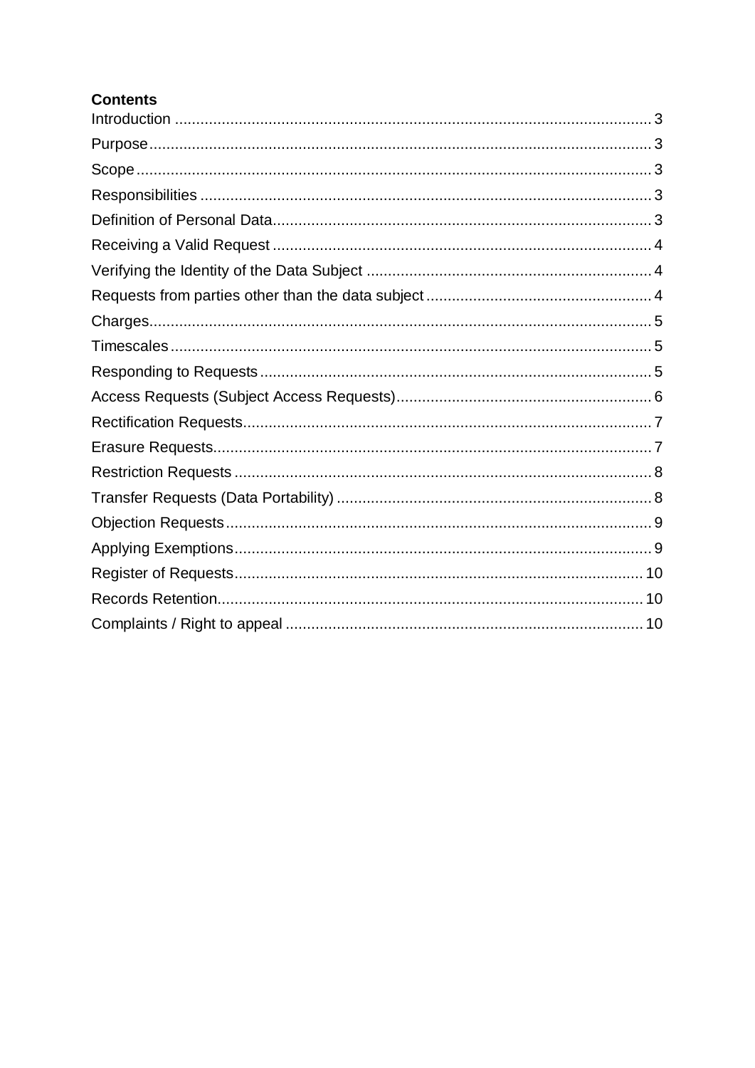**Contents**

Introduction ............................................................ 3
Purpose ............................................................ 3
Scope ............................................................ 3
Responsibilities ............................................................ 3
Definition of Personal Data ............................................................ 3
Receiving a Valid Request ............................................................ 4
Verifying the Identity of the Data Subject ............................................................ 4
Requests from parties other than the data subject ............................................................ 4
Charges ............................................................ 5
Timescales ............................................................ 5
Responding to Requests ............................................................ 5
Access Requests (Subject Access Requests) ............................................................ 6
Rectification Requests ............................................................ 7
Erasure Requests ............................................................ 7
Restriction Requests ............................................................ 8
Transfer Requests (Data Portability) ............................................................ 8
Objection Requests ............................................................ 9
Applying Exemptions ............................................................ 9
Register of Requests ............................................................ 10
Records Retention ............................................................ 10
Complaints / Right to appeal ............................................................ 10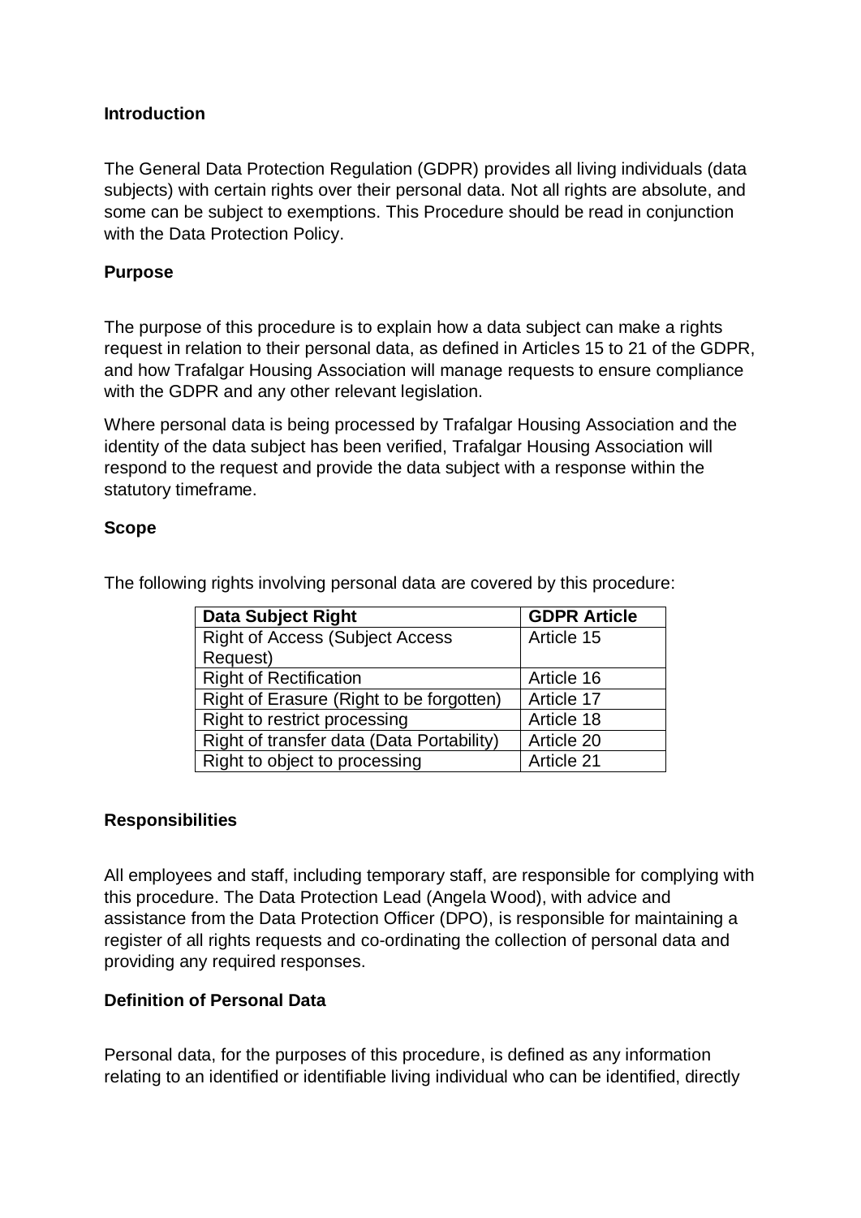**Introduction**

The General Data Protection Regulation (GDPR) provides all living individuals (data subjects) with certain rights over their personal data. Not all rights are absolute, and some can be subject to exemptions. This Procedure should be read in conjunction with the Data Protection Policy.

**Purpose**

The purpose of this procedure is to explain how a data subject can make a rights request in relation to their personal data, as defined in Articles 15 to 21 of the GDPR, and how Trafalgar Housing Association will manage requests to ensure compliance with the GDPR and any other relevant legislation.

Where personal data is being processed by Trafalgar Housing Association and the identity of the data subject has been verified, Trafalgar Housing Association will respond to the request and provide the data subject with a response within the statutory timeframe.

**Scope**

The following rights involving personal data are covered by this procedure:

| Data Subject Right | GDPR Article |
|---|---|
| Right of Access (Subject Access Request) | Article 15 |
| Right of Rectification | Article 16 |
| Right of Erasure (Right to be forgotten) | Article 17 |
| Right to restrict processing | Article 18 |
| Right of transfer data (Data Portability) | Article 20 |
| Right to object to processing | Article 21 |

**Responsibilities**

All employees and staff, including temporary staff, are responsible for complying with this procedure. The Data Protection Lead (Angela Wood), with advice and assistance from the Data Protection Officer (DPO), is responsible for maintaining a register of all rights requests and co-ordinating the collection of personal data and providing any required responses.

**Definition of Personal Data**

Personal data, for the purposes of this procedure, is defined as any information relating to an identified or identifiable living individual who can be identified, directly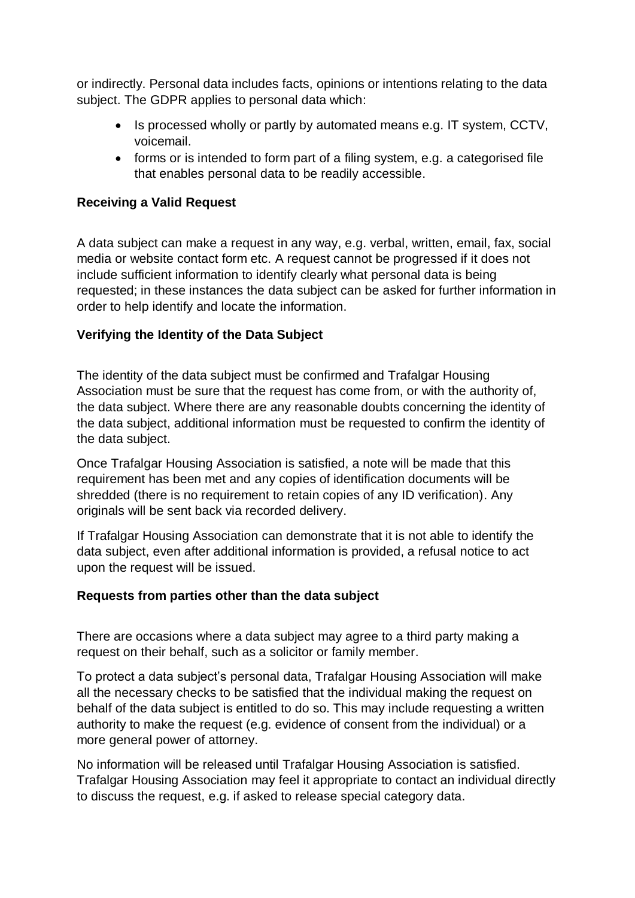or indirectly. Personal data includes facts, opinions or intentions relating to the data subject. The GDPR applies to personal data which:

- Is processed wholly or partly by automated means e.g. IT system, CCTV, voicemail.
- forms or is intended to form part of a filing system, e.g. a categorised file that enables personal data to be readily accessible.

**Receiving a Valid Request**

A data subject can make a request in any way, e.g. verbal, written, email, fax, social media or website contact form etc. A request cannot be progressed if it does not include sufficient information to identify clearly what personal data is being requested; in these instances the data subject can be asked for further information in order to help identify and locate the information.

**Verifying the Identity of the Data Subject**

The identity of the data subject must be confirmed and Trafalgar Housing Association must be sure that the request has come from, or with the authority of, the data subject. Where there are any reasonable doubts concerning the identity of the data subject, additional information must be requested to confirm the identity of the data subject.

Once Trafalgar Housing Association is satisfied, a note will be made that this requirement has been met and any copies of identification documents will be shredded (there is no requirement to retain copies of any ID verification). Any originals will be sent back via recorded delivery.

If Trafalgar Housing Association can demonstrate that it is not able to identify the data subject, even after additional information is provided, a refusal notice to act upon the request will be issued.

**Requests from parties other than the data subject**

There are occasions where a data subject may agree to a third party making a request on their behalf, such as a solicitor or family member.

To protect a data subject's personal data, Trafalgar Housing Association will make all the necessary checks to be satisfied that the individual making the request on behalf of the data subject is entitled to do so. This may include requesting a written authority to make the request (e.g. evidence of consent from the individual) or a more general power of attorney.

No information will be released until Trafalgar Housing Association is satisfied. Trafalgar Housing Association may feel it appropriate to contact an individual directly to discuss the request, e.g. if asked to release special category data.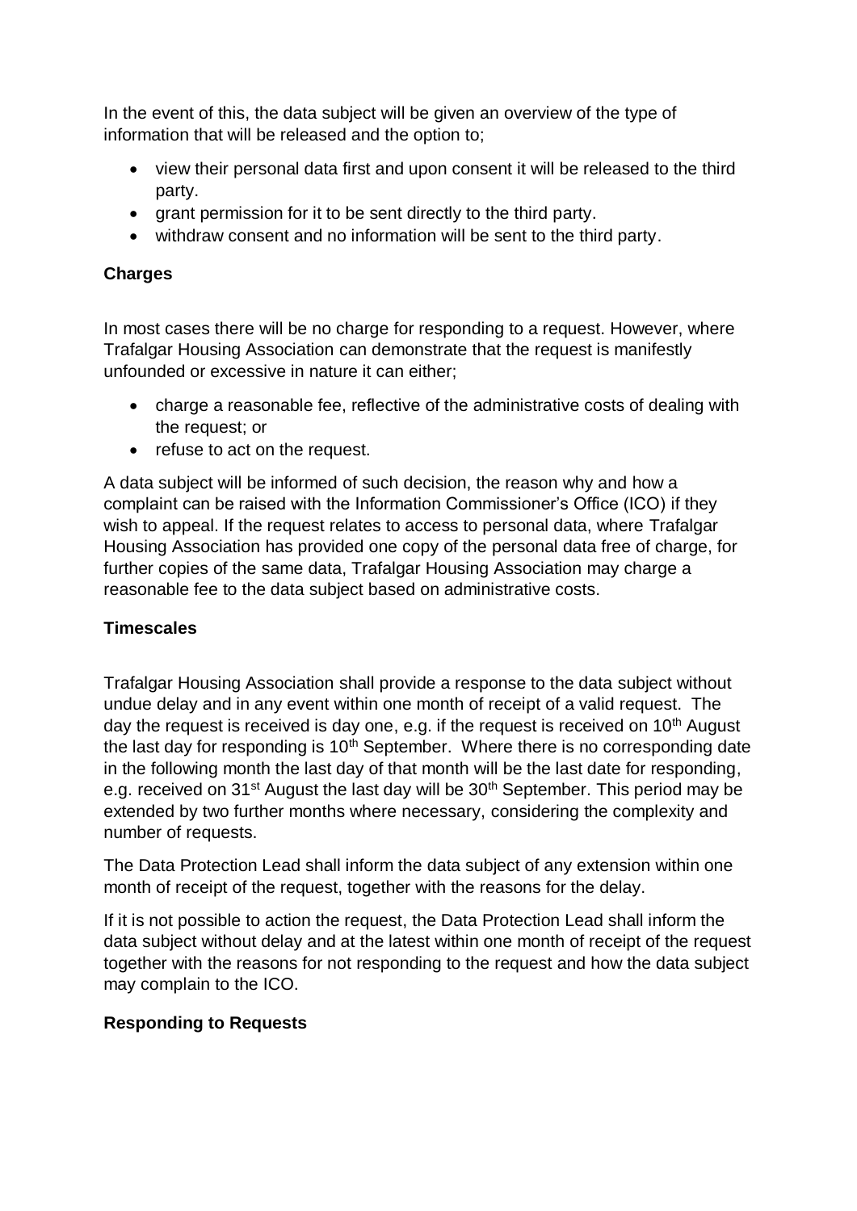In the event of this, the data subject will be given an overview of the type of information that will be released and the option to;

- view their personal data first and upon consent it will be released to the third party.
- grant permission for it to be sent directly to the third party.
- withdraw consent and no information will be sent to the third party.

**Charges**

In most cases there will be no charge for responding to a request. However, where Trafalgar Housing Association can demonstrate that the request is manifestly unfounded or excessive in nature it can either;

- charge a reasonable fee, reflective of the administrative costs of dealing with the request; or
- refuse to act on the request.

A data subject will be informed of such decision, the reason why and how a complaint can be raised with the Information Commissioner's Office (ICO) if they wish to appeal. If the request relates to access to personal data, where Trafalgar Housing Association has provided one copy of the personal data free of charge, for further copies of the same data, Trafalgar Housing Association may charge a reasonable fee to the data subject based on administrative costs.

**Timescales**

Trafalgar Housing Association shall provide a response to the data subject without undue delay and in any event within one month of receipt of a valid request. The day the request is received is day one, e.g. if the request is received on 10th August the last day for responding is 10th September. Where there is no corresponding date in the following month the last day of that month will be the last date for responding, e.g. received on 31st August the last day will be 30th September. This period may be extended by two further months where necessary, considering the complexity and number of requests.

The Data Protection Lead shall inform the data subject of any extension within one month of receipt of the request, together with the reasons for the delay.

If it is not possible to action the request, the Data Protection Lead shall inform the data subject without delay and at the latest within one month of receipt of the request together with the reasons for not responding to the request and how the data subject may complain to the ICO.

**Responding to Requests**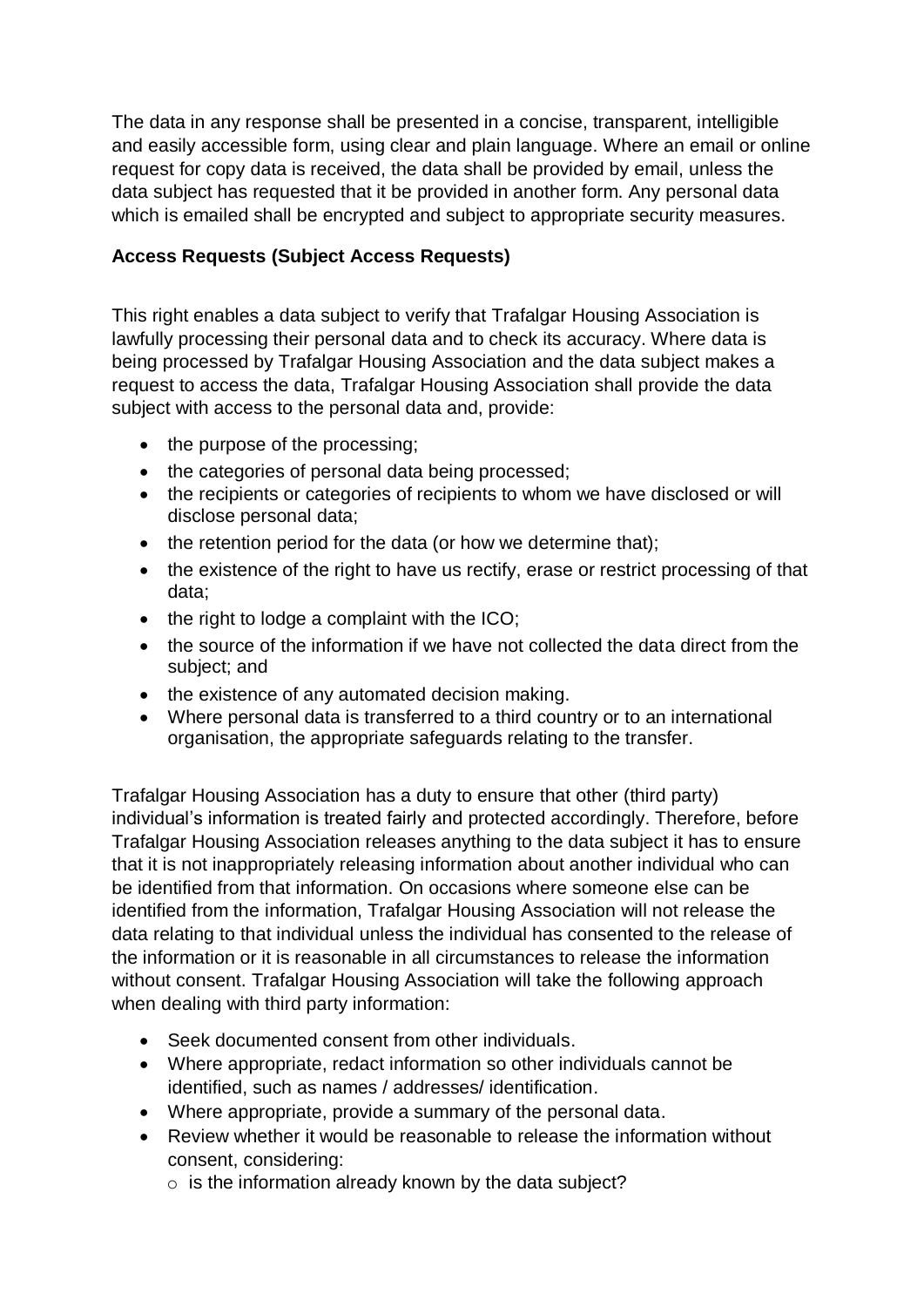The data in any response shall be presented in a concise, transparent, intelligible and easily accessible form, using clear and plain language. Where an email or online request for copy data is received, the data shall be provided by email, unless the data subject has requested that it be provided in another form. Any personal data which is emailed shall be encrypted and subject to appropriate security measures.

**Access Requests (Subject Access Requests)**

This right enables a data subject to verify that Trafalgar Housing Association is lawfully processing their personal data and to check its accuracy. Where data is being processed by Trafalgar Housing Association and the data subject makes a request to access the data, Trafalgar Housing Association shall provide the data subject with access to the personal data and, provide:

- the purpose of the processing;
- the categories of personal data being processed;
- the recipients or categories of recipients to whom we have disclosed or will disclose personal data;
- the retention period for the data (or how we determine that);
- the existence of the right to have us rectify, erase or restrict processing of that data;
- the right to lodge a complaint with the ICO;
- the source of the information if we have not collected the data direct from the subject; and
- the existence of any automated decision making.
- Where personal data is transferred to a third country or to an international organisation, the appropriate safeguards relating to the transfer.

Trafalgar Housing Association has a duty to ensure that other (third party) individual's information is treated fairly and protected accordingly. Therefore, before Trafalgar Housing Association releases anything to the data subject it has to ensure that it is not inappropriately releasing information about another individual who can be identified from that information. On occasions where someone else can be identified from the information, Trafalgar Housing Association will not release the data relating to that individual unless the individual has consented to the release of the information or it is reasonable in all circumstances to release the information without consent. Trafalgar Housing Association will take the following approach when dealing with third party information:

- Seek documented consent from other individuals.
- Where appropriate, redact information so other individuals cannot be identified, such as names / addresses/ identification.
- Where appropriate, provide a summary of the personal data.
- Review whether it would be reasonable to release the information without consent, considering:
  - is the information already known by the data subject?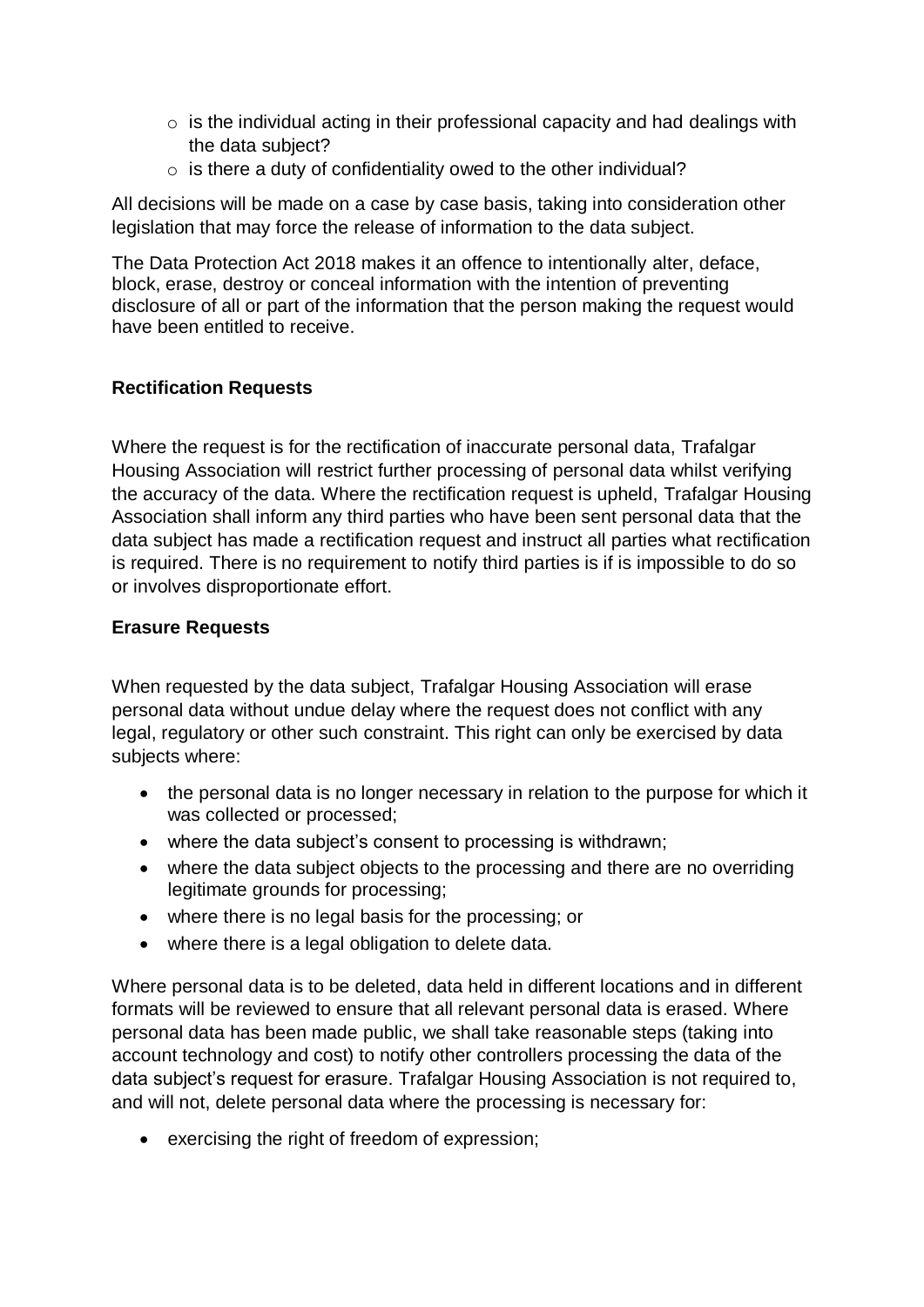- is the individual acting in their professional capacity and had dealings with the data subject?
- is there a duty of confidentiality owed to the other individual?

All decisions will be made on a case by case basis, taking into consideration other legislation that may force the release of information to the data subject.

The Data Protection Act 2018 makes it an offence to intentionally alter, deface, block, erase, destroy or conceal information with the intention of preventing disclosure of all or part of the information that the person making the request would have been entitled to receive.

**Rectification Requests**

Where the request is for the rectification of inaccurate personal data, Trafalgar Housing Association will restrict further processing of personal data whilst verifying the accuracy of the data. Where the rectification request is upheld, Trafalgar Housing Association shall inform any third parties who have been sent personal data that the data subject has made a rectification request and instruct all parties what rectification is required. There is no requirement to notify third parties is if is impossible to do so or involves disproportionate effort.

**Erasure Requests**

When requested by the data subject, Trafalgar Housing Association will erase personal data without undue delay where the request does not conflict with any legal, regulatory or other such constraint. This right can only be exercised by data subjects where:

- the personal data is no longer necessary in relation to the purpose for which it was collected or processed;
- where the data subject's consent to processing is withdrawn;
- where the data subject objects to the processing and there are no overriding legitimate grounds for processing;
- where there is no legal basis for the processing; or
- where there is a legal obligation to delete data.

Where personal data is to be deleted, data held in different locations and in different formats will be reviewed to ensure that all relevant personal data is erased. Where personal data has been made public, we shall take reasonable steps (taking into account technology and cost) to notify other controllers processing the data of the data subject's request for erasure. Trafalgar Housing Association is not required to, and will not, delete personal data where the processing is necessary for:

- exercising the right of freedom of expression;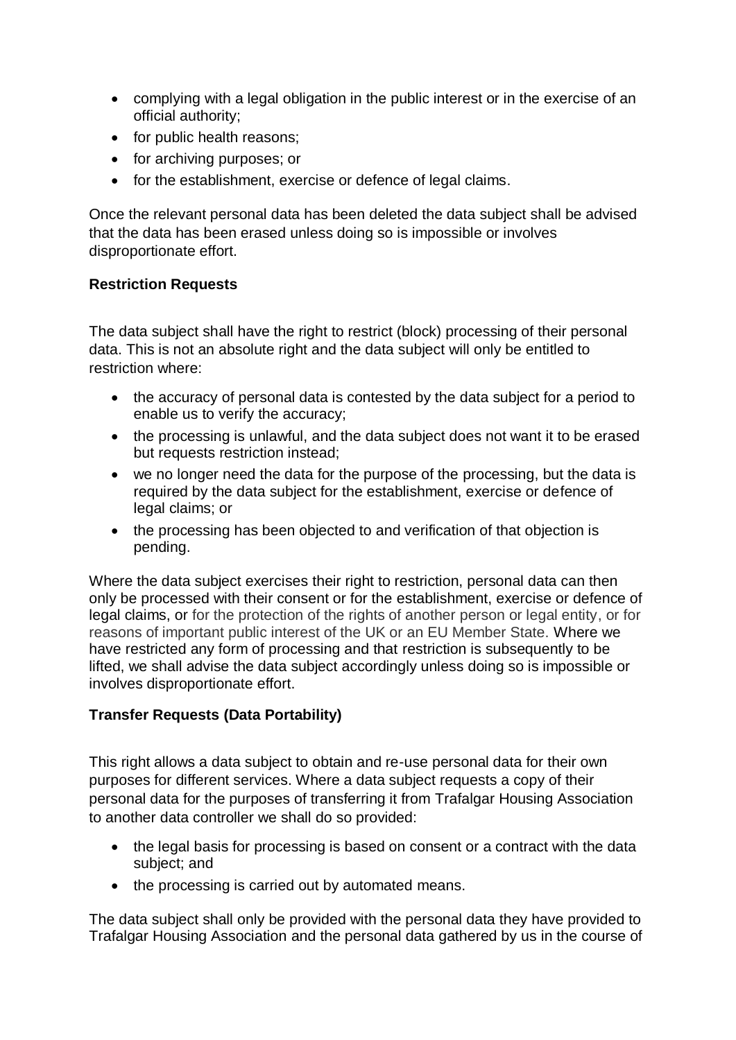- complying with a legal obligation in the public interest or in the exercise of an official authority;
- for public health reasons;
- for archiving purposes; or
- for the establishment, exercise or defence of legal claims.

Once the relevant personal data has been deleted the data subject shall be advised that the data has been erased unless doing so is impossible or involves disproportionate effort.

**Restriction Requests**

The data subject shall have the right to restrict (block) processing of their personal data. This is not an absolute right and the data subject will only be entitled to restriction where:

- the accuracy of personal data is contested by the data subject for a period to enable us to verify the accuracy;
- the processing is unlawful, and the data subject does not want it to be erased but requests restriction instead;
- we no longer need the data for the purpose of the processing, but the data is required by the data subject for the establishment, exercise or defence of legal claims; or
- the processing has been objected to and verification of that objection is pending.

Where the data subject exercises their right to restriction, personal data can then only be processed with their consent or for the establishment, exercise or defence of legal claims, or for the protection of the rights of another person or legal entity, or for reasons of important public interest of the UK or an EU Member State. Where we have restricted any form of processing and that restriction is subsequently to be lifted, we shall advise the data subject accordingly unless doing so is impossible or involves disproportionate effort.

**Transfer Requests (Data Portability)**

This right allows a data subject to obtain and re-use personal data for their own purposes for different services. Where a data subject requests a copy of their personal data for the purposes of transferring it from Trafalgar Housing Association to another data controller we shall do so provided:

- the legal basis for processing is based on consent or a contract with the data subject; and
- the processing is carried out by automated means.

The data subject shall only be provided with the personal data they have provided to Trafalgar Housing Association and the personal data gathered by us in the course of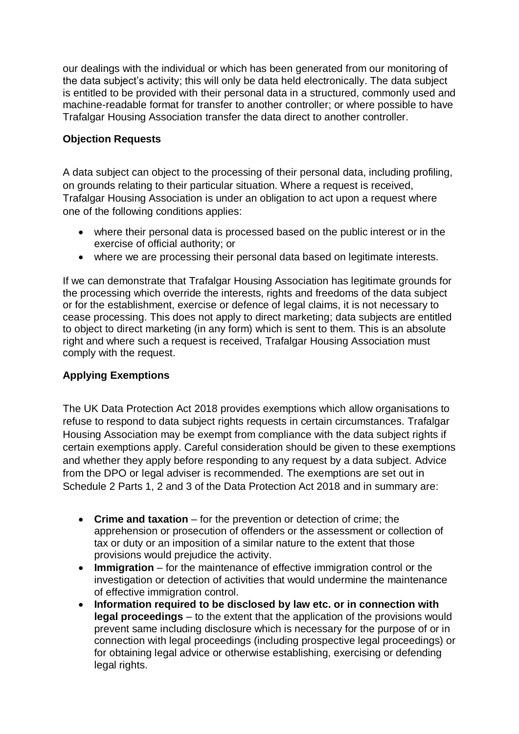our dealings with the individual or which has been generated from our monitoring of the data subject's activity; this will only be data held electronically. The data subject is entitled to be provided with their personal data in a structured, commonly used and machine-readable format for transfer to another controller; or where possible to have Trafalgar Housing Association transfer the data direct to another controller.

**Objection Requests**

A data subject can object to the processing of their personal data, including profiling, on grounds relating to their particular situation. Where a request is received, Trafalgar Housing Association is under an obligation to act upon a request where one of the following conditions applies:

- where their personal data is processed based on the public interest or in the exercise of official authority; or
- where we are processing their personal data based on legitimate interests.

If we can demonstrate that Trafalgar Housing Association has legitimate grounds for the processing which override the interests, rights and freedoms of the data subject or for the establishment, exercise or defence of legal claims, it is not necessary to cease processing. This does not apply to direct marketing; data subjects are entitled to object to direct marketing (in any form) which is sent to them. This is an absolute right and where such a request is received, Trafalgar Housing Association must comply with the request.

**Applying Exemptions**

The UK Data Protection Act 2018 provides exemptions which allow organisations to refuse to respond to data subject rights requests in certain circumstances. Trafalgar Housing Association may be exempt from compliance with the data subject rights if certain exemptions apply. Careful consideration should be given to these exemptions and whether they apply before responding to any request by a data subject. Advice from the DPO or legal adviser is recommended. The exemptions are set out in Schedule 2 Parts 1, 2 and 3 of the Data Protection Act 2018 and in summary are:

- **Crime and taxation** – for the prevention or detection of crime; the apprehension or prosecution of offenders or the assessment or collection of tax or duty or an imposition of a similar nature to the extent that those provisions would prejudice the activity.
- **Immigration** – for the maintenance of effective immigration control or the investigation or detection of activities that would undermine the maintenance of effective immigration control.
- **Information required to be disclosed by law etc. or in connection with legal proceedings** – to the extent that the application of the provisions would prevent same including disclosure which is necessary for the purpose of or in connection with legal proceedings (including prospective legal proceedings) or for obtaining legal advice or otherwise establishing, exercising or defending legal rights.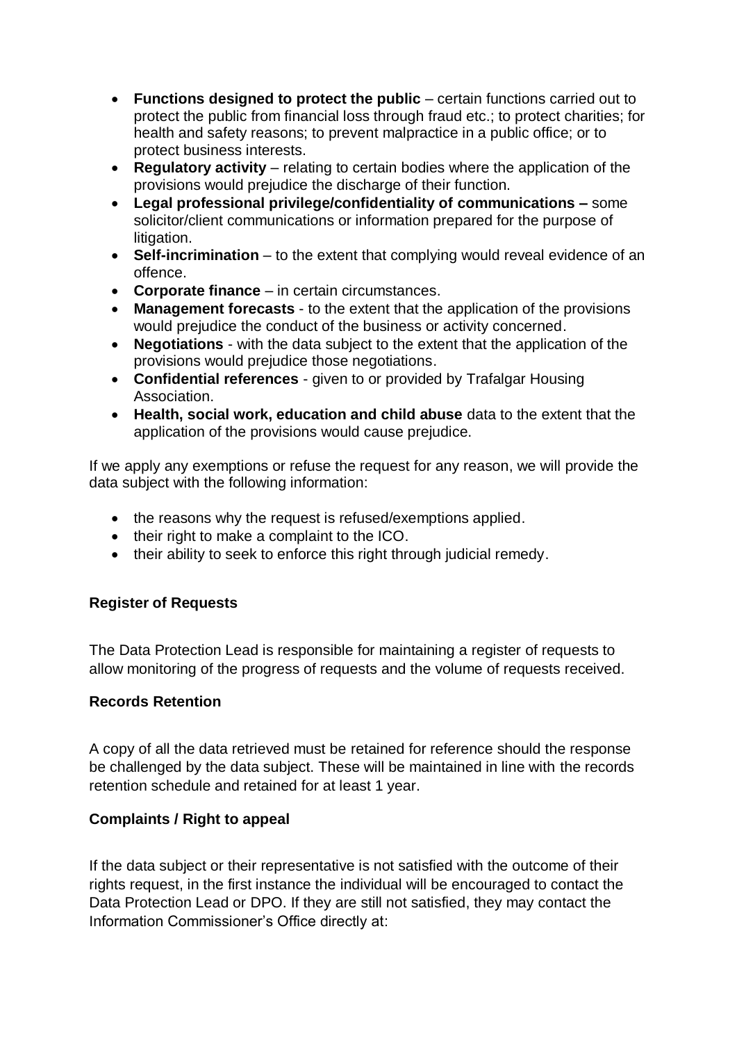- **Functions designed to protect the public** – certain functions carried out to protect the public from financial loss through fraud etc.; to protect charities; for health and safety reasons; to prevent malpractice in a public office; or to protect business interests.
- **Regulatory activity** – relating to certain bodies where the application of the provisions would prejudice the discharge of their function.
- **Legal professional privilege/confidentiality of communications –** some solicitor/client communications or information prepared for the purpose of litigation.
- **Self-incrimination** – to the extent that complying would reveal evidence of an offence.
- **Corporate finance** – in certain circumstances.
- **Management forecasts** - to the extent that the application of the provisions would prejudice the conduct of the business or activity concerned.
- **Negotiations** - with the data subject to the extent that the application of the provisions would prejudice those negotiations.
- **Confidential references** - given to or provided by Trafalgar Housing Association.
- **Health, social work, education and child abuse** data to the extent that the application of the provisions would cause prejudice.

If we apply any exemptions or refuse the request for any reason, we will provide the data subject with the following information:

- the reasons why the request is refused/exemptions applied.
- their right to make a complaint to the ICO.
- their ability to seek to enforce this right through judicial remedy.

**Register of Requests**

The Data Protection Lead is responsible for maintaining a register of requests to allow monitoring of the progress of requests and the volume of requests received.

**Records Retention**

A copy of all the data retrieved must be retained for reference should the response be challenged by the data subject. These will be maintained in line with the records retention schedule and retained for at least 1 year.

**Complaints / Right to appeal**

If the data subject or their representative is not satisfied with the outcome of their rights request, in the first instance the individual will be encouraged to contact the Data Protection Lead or DPO. If they are still not satisfied, they may contact the Information Commissioner's Office directly at: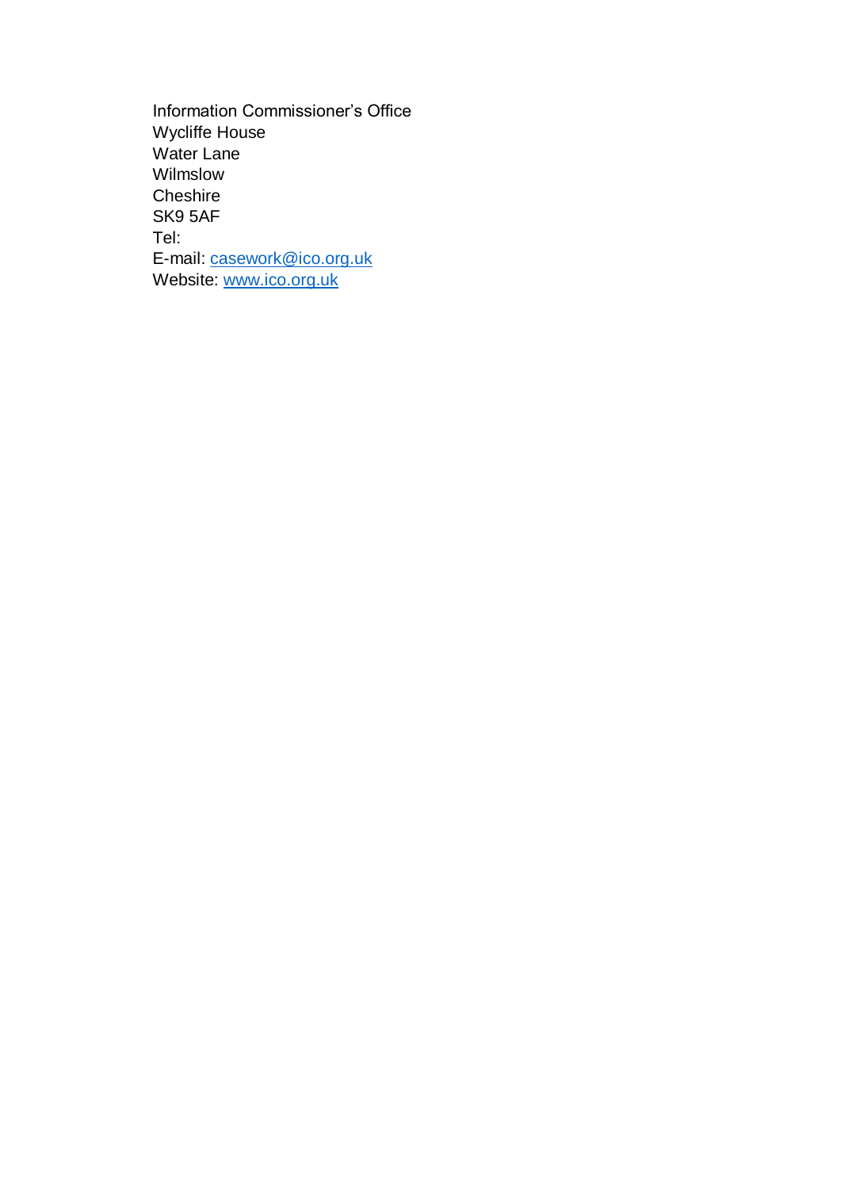Information Commissioner's Office  
Wycliffe House  
Water Lane  
Wilmslow  
Cheshire  
SK9 5AF  
Tel:  
E-mail: casework@ico.org.uk  
Website: www.ico.org.uk